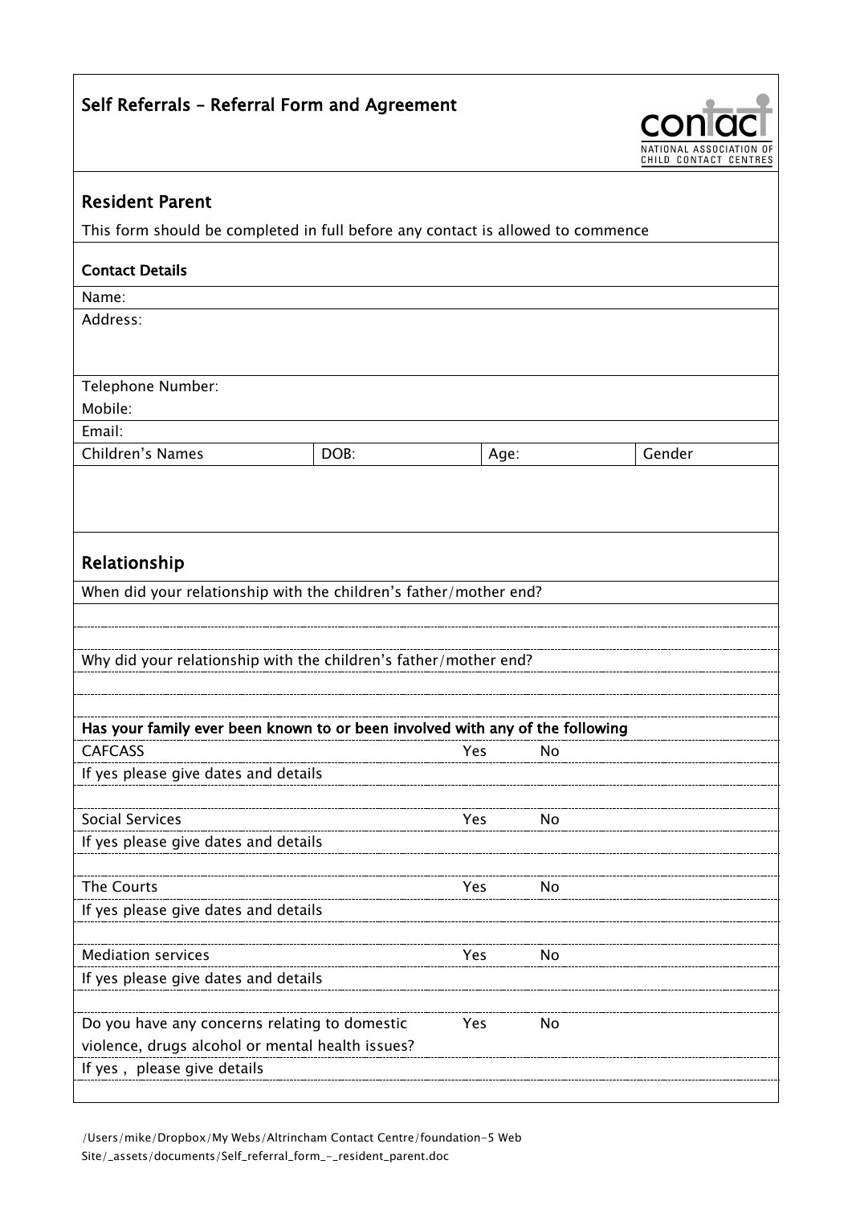## Self Referrals – Referral Form and Agreement

contact
NATIONAL ASSOCIATION OF CHILD CONTACT CENTRES

## Resident Parent

This form should be completed in full before any contact is allowed to commence

### Contact Details

Name:

Address:

Telephone Number:

Mobile:

Email:

| Children's Names | DOB: | Age: | Gender |
|---|---|---|---|
| | | | |

## Relationship

When did your relationship with the children's father/mother end?

Why did your relationship with the children's father/mother end?

**Has your family ever been known to or been involved with any of the following**

| | | |
|---|---|---|
| CAFCASS | Yes | No |
| If yes please give dates and details | | |
| Social Services | Yes | No |
| If yes please give dates and details | | |
| The Courts | Yes | No |
| If yes please give dates and details | | |
| Mediation services | Yes | No |
| If yes please give dates and details | | |
| Do you have any concerns relating to domestic violence, drugs alcohol or mental health issues? | Yes | No |
| If yes , please give details | | |

/Users/mike/Dropbox/My Webs/Altrincham Contact Centre/foundation-5 Web Site/_assets/documents/Self_referral_form_-_resident_parent.doc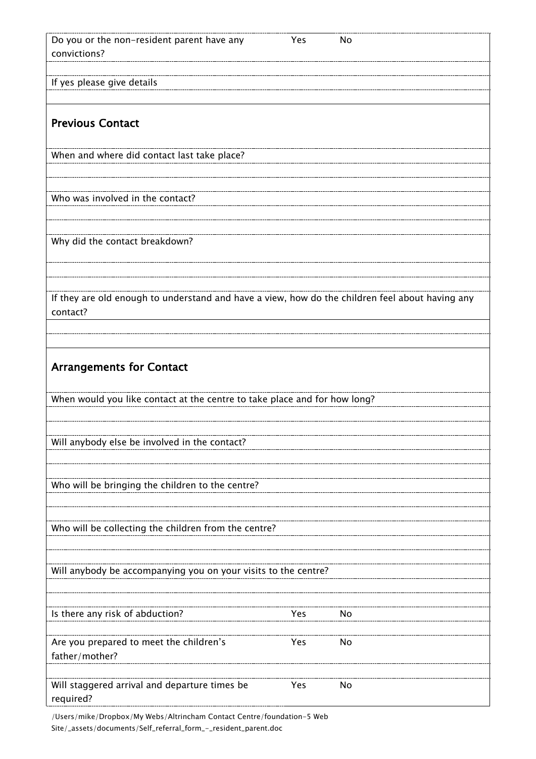| Do you or the non-resident parent have any convictions? | Yes | No |
|---|---|---|
| | | |
| If yes please give details | | |
| | | |

## Previous Contact

When and where did contact last take place?

Who was involved in the contact?

Why did the contact breakdown?

If they are old enough to understand and have a view, how do the children feel about having any contact?

## Arrangements for Contact

When would you like contact at the centre to take place and for how long?

Will anybody else be involved in the contact?

Who will be bringing the children to the centre?

Who will be collecting the children from the centre?

Will anybody be accompanying you on your visits to the centre?

| Is there any risk of abduction? | Yes | No |
|---|---|---|
| | | |
| Are you prepared to meet the children's father/mother? | Yes | No |
| | | |
| Will staggered arrival and departure times be required? | Yes | No |

/Users/mike/Dropbox/My Webs/Altrincham Contact Centre/foundation-5 Web Site/_assets/documents/Self_referral_form_-_resident_parent.doc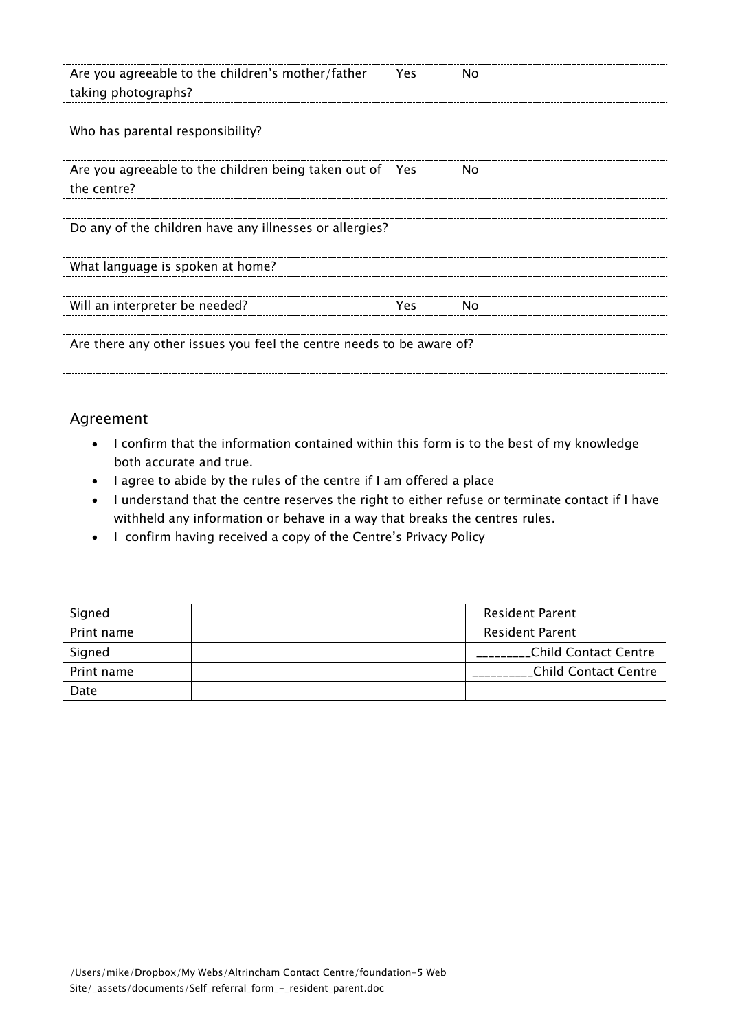| | | |
|---|---|---|
| Are you agreeable to the children's mother/father taking photographs? | Yes | No |
| | | |
| Who has parental responsibility? | | |
| | | |
| Are you agreeable to the children being taken out of the centre? | Yes | No |
| | | |
| Do any of the children have any illnesses or allergies? | | |
| | | |
| What language is spoken at home? | | |
| | | |
| Will an interpreter be needed? | Yes | No |
| | | |
| Are there any other issues you feel the centre needs to be aware of? | | |
| | | |
| | | |

## Agreement

- I confirm that the information contained within this form is to the best of my knowledge both accurate and true.
- I agree to abide by the rules of the centre if I am offered a place
- I understand that the centre reserves the right to either refuse or terminate contact if I have withheld any information or behave in a way that breaks the centres rules.
- I confirm having received a copy of the Centre's Privacy Policy

| | | |
|---|---|---|
| Signed | | Resident Parent |
| Print name | | Resident Parent |
| Signed | | _________Child Contact Centre |
| Print name | | __________Child Contact Centre |
| Date | | |

/Users/mike/Dropbox/My Webs/Altrincham Contact Centre/foundation-5 Web Site/_assets/documents/Self_referral_form_-_resident_parent.doc